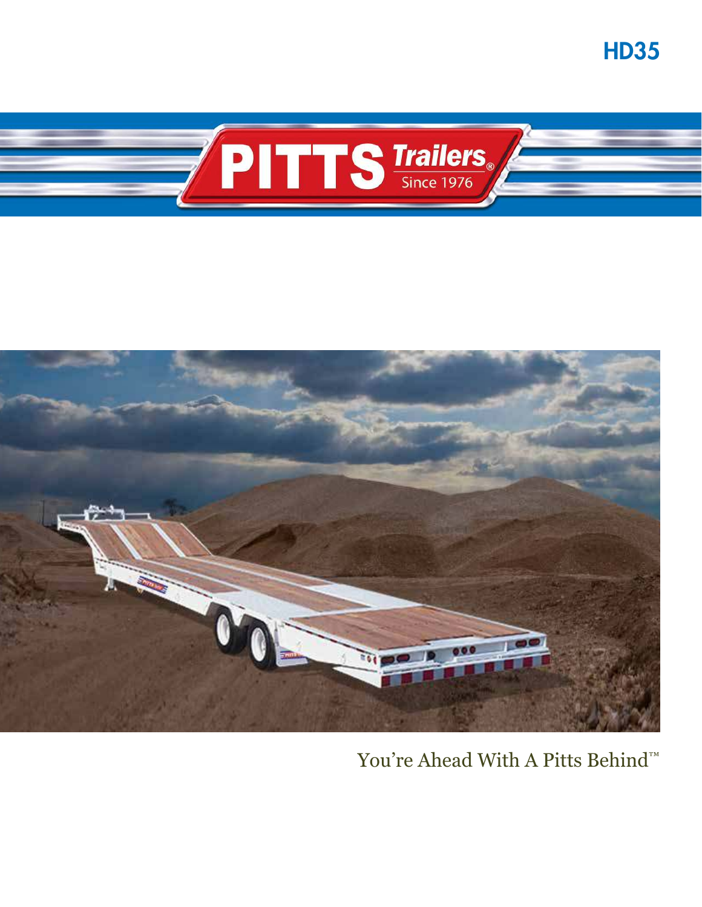# HD35

PITTS Trailers® Since 1976

You're Ahead With A Pitts Behind™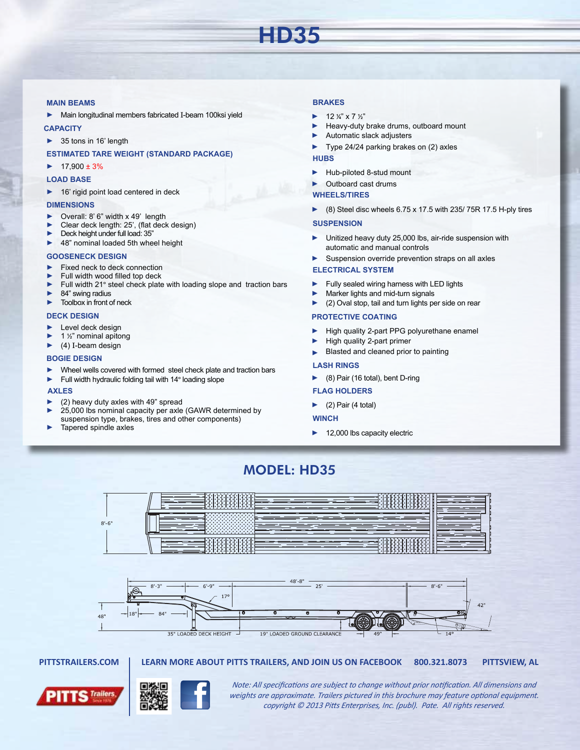# HD35

## MAIN BEAMS

- Main longitudinal members fabricated I-beam 100ksi yield

## CAPACITY

- 35 tons in 16' length

## ESTIMATED TARE WEIGHT (STANDARD PACKAGE)

- 17,900 ± 3%

## LOAD BASE

- 16' rigid point load centered in deck

## DIMENSIONS

- Overall: 8' 6" width x 49' length
- Clear deck length: 25', (flat deck design)
- Deck height under full load: 35"
- 48" nominal loaded 5th wheel height

## GOOSENECK DESIGN

- Fixed neck to deck connection
- Full width wood filled top deck
- Full width 21° steel check plate with loading slope and traction bars
- 84" swing radius
- Toolbox in front of neck

## DECK DESIGN

- Level deck design
- 1 ½" nominal apitong
- (4) I-beam design

## BOGIE DESIGN

- Wheel wells covered with formed steel check plate and traction bars
- Full width hydraulic folding tail with 14° loading slope

## AXLES

- (2) heavy duty axles with 49" spread
- 25,000 lbs nominal capacity per axle (GAWR determined by suspension type, brakes, tires and other components)
- Tapered spindle axles

## BRAKES

- 12 ¼" x 7 ½"
- Heavy-duty brake drums, outboard mount
- Automatic slack adjusters
- Type 24/24 parking brakes on (2) axles

## HUBS

- Hub-piloted 8-stud mount
- Outboard cast drums

## WHEELS/TIRES

- (8) Steel disc wheels 6.75 x 17.5 with 235/ 75R 17.5 H-ply tires

## SUSPENSION

- Unitized heavy duty 25,000 lbs, air-ride suspension with automatic and manual controls
- Suspension override prevention straps on all axles

## ELECTRICAL SYSTEM

- Fully sealed wiring harness with LED lights
- Marker lights and mid-turn signals
- (2) Oval stop, tail and turn lights per side on rear

## PROTECTIVE COATING

- High quality 2-part PPG polyurethane enamel
- High quality 2-part primer
- Blasted and cleaned prior to painting

## LASH RINGS

- (8) Pair (16 total), bent D-ring

## FLAG HOLDERS

- (2) Pair (4 total)

## WINCH

- 12,000 lbs capacity electric

## MODEL: HD35

8'-6"

48'-8"
8'-3"
6'-9"
25'
8'-6"
17°
42"
48"
18"
84"
35" LOADED DECK HEIGHT
19" LOADED GROUND CLEARANCE
49"
14°

PITTSTRAILERS.COM | LEARN MORE ABOUT PITTS TRAILERS, AND JOIN US ON FACEBOOK | 800.321.8073 | PITTSVIEW, AL

*Note: All specifications are subject to change without prior notification. All dimensions and weights are approximate. Trailers pictured in this brochure may feature optional equipment. copyright © 2013 Pitts Enterprises, Inc. (publ). Pate. All rights reserved.*